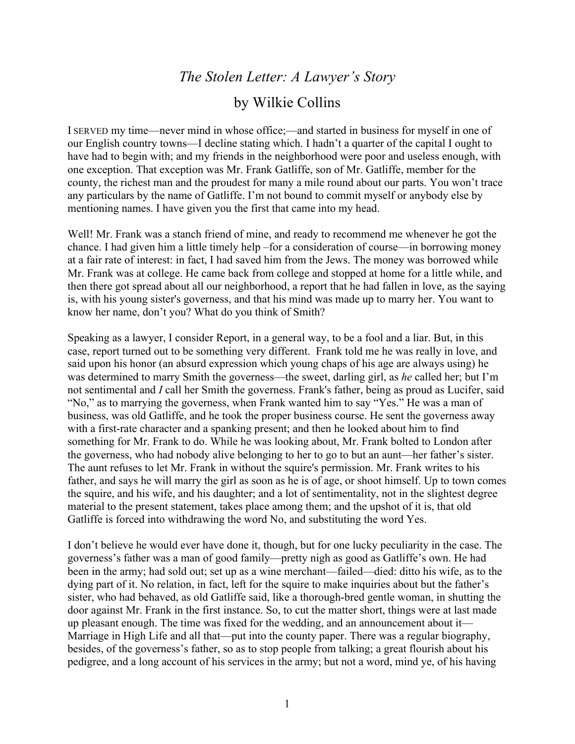# *The Stolen Letter: A Lawyer's Story*

## by Wilkie Collins

I SERVED my time—never mind in whose office;—and started in business for myself in one of our English country towns—I decline stating which. I hadn't a quarter of the capital I ought to have had to begin with; and my friends in the neighborhood were poor and useless enough, with one exception. That exception was Mr. Frank Gatliffe, son of Mr. Gatliffe, member for the county, the richest man and the proudest for many a mile round about our parts. You won't trace any particulars by the name of Gatliffe. I'm not bound to commit myself or anybody else by mentioning names. I have given you the first that came into my head.

Well! Mr. Frank was a stanch friend of mine, and ready to recommend me whenever he got the chance. I had given him a little timely help –for a consideration of course—in borrowing money at a fair rate of interest: in fact, I had saved him from the Jews. The money was borrowed while Mr. Frank was at college. He came back from college and stopped at home for a little while, and then there got spread about all our neighborhood, a report that he had fallen in love, as the saying is, with his young sister's governess, and that his mind was made up to marry her. You want to know her name, don't you? What do you think of Smith?

Speaking as a lawyer, I consider Report, in a general way, to be a fool and a liar. But, in this case, report turned out to be something very different. Frank told me he was really in love, and said upon his honor (an absurd expression which young chaps of his age are always using) he was determined to marry Smith the governess—the sweet, darling girl, as *he* called her; but I'm not sentimental and *I* call her Smith the governess. Frank's father, being as proud as Lucifer, said "No," as to marrying the governess, when Frank wanted him to say "Yes." He was a man of business, was old Gatliffe, and he took the proper business course. He sent the governess away with a first-rate character and a spanking present; and then he looked about him to find something for Mr. Frank to do. While he was looking about, Mr. Frank bolted to London after the governess, who had nobody alive belonging to her to go to but an aunt—her father's sister. The aunt refuses to let Mr. Frank in without the squire's permission. Mr. Frank writes to his father, and says he will marry the girl as soon as he is of age, or shoot himself. Up to town comes the squire, and his wife, and his daughter; and a lot of sentimentality, not in the slightest degree material to the present statement, takes place among them; and the upshot of it is, that old Gatliffe is forced into withdrawing the word No, and substituting the word Yes.

I don't believe he would ever have done it, though, but for one lucky peculiarity in the case. The governess's father was a man of good family—pretty nigh as good as Gatliffe's own. He had been in the army; had sold out; set up as a wine merchant—failed—died: ditto his wife, as to the dying part of it. No relation, in fact, left for the squire to make inquiries about but the father's sister, who had behaved, as old Gatliffe said, like a thorough-bred gentle woman, in shutting the door against Mr. Frank in the first instance. So, to cut the matter short, things were at last made up pleasant enough. The time was fixed for the wedding, and an announcement about it—Marriage in High Life and all that—put into the county paper. There was a regular biography, besides, of the governess's father, so as to stop people from talking; a great flourish about his pedigree, and a long account of his services in the army; but not a word, mind ye, of his having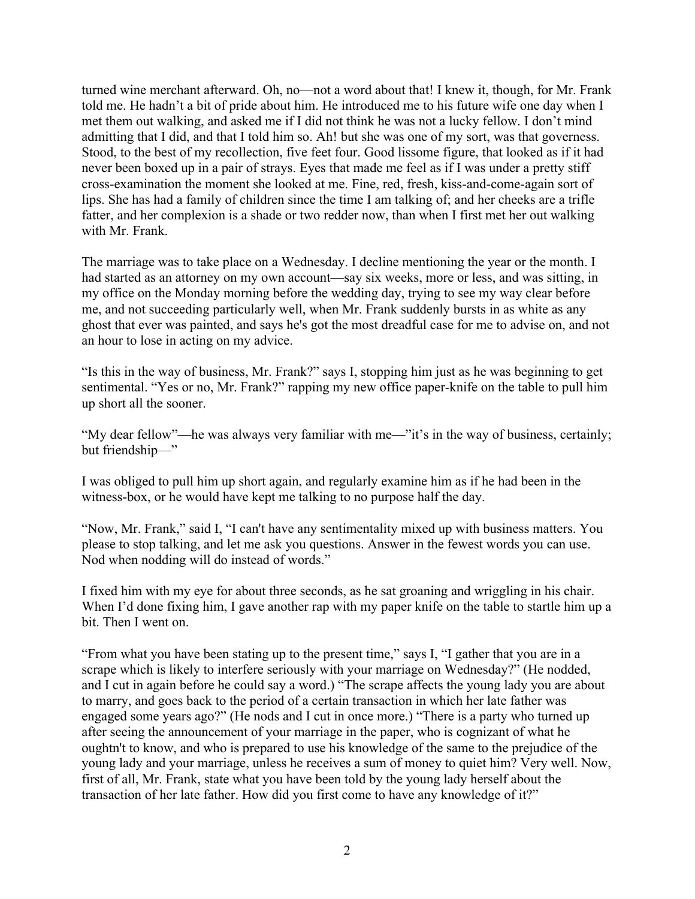turned wine merchant afterward. Oh, no—not a word about that! I knew it, though, for Mr. Frank told me. He hadn't a bit of pride about him. He introduced me to his future wife one day when I met them out walking, and asked me if I did not think he was not a lucky fellow. I don't mind admitting that I did, and that I told him so. Ah! but she was one of my sort, was that governess. Stood, to the best of my recollection, five feet four. Good lissome figure, that looked as if it had never been boxed up in a pair of strays. Eyes that made me feel as if I was under a pretty stiff cross-examination the moment she looked at me. Fine, red, fresh, kiss-and-come-again sort of lips. She has had a family of children since the time I am talking of; and her cheeks are a trifle fatter, and her complexion is a shade or two redder now, than when I first met her out walking with Mr. Frank.

The marriage was to take place on a Wednesday. I decline mentioning the year or the month. I had started as an attorney on my own account—say six weeks, more or less, and was sitting, in my office on the Monday morning before the wedding day, trying to see my way clear before me, and not succeeding particularly well, when Mr. Frank suddenly bursts in as white as any ghost that ever was painted, and says he's got the most dreadful case for me to advise on, and not an hour to lose in acting on my advice.

"Is this in the way of business, Mr. Frank?" says I, stopping him just as he was beginning to get sentimental. "Yes or no, Mr. Frank?" rapping my new office paper-knife on the table to pull him up short all the sooner.

"My dear fellow"—he was always very familiar with me—"it's in the way of business, certainly; but friendship—"

I was obliged to pull him up short again, and regularly examine him as if he had been in the witness-box, or he would have kept me talking to no purpose half the day.

"Now, Mr. Frank," said I, "I can't have any sentimentality mixed up with business matters. You please to stop talking, and let me ask you questions. Answer in the fewest words you can use. Nod when nodding will do instead of words."

I fixed him with my eye for about three seconds, as he sat groaning and wriggling in his chair. When I'd done fixing him, I gave another rap with my paper knife on the table to startle him up a bit. Then I went on.

"From what you have been stating up to the present time," says I, "I gather that you are in a scrape which is likely to interfere seriously with your marriage on Wednesday?" (He nodded, and I cut in again before he could say a word.) "The scrape affects the young lady you are about to marry, and goes back to the period of a certain transaction in which her late father was engaged some years ago?" (He nods and I cut in once more.) "There is a party who turned up after seeing the announcement of your marriage in the paper, who is cognizant of what he oughtn't to know, and who is prepared to use his knowledge of the same to the prejudice of the young lady and your marriage, unless he receives a sum of money to quiet him? Very well. Now, first of all, Mr. Frank, state what you have been told by the young lady herself about the transaction of her late father. How did you first come to have any knowledge of it?"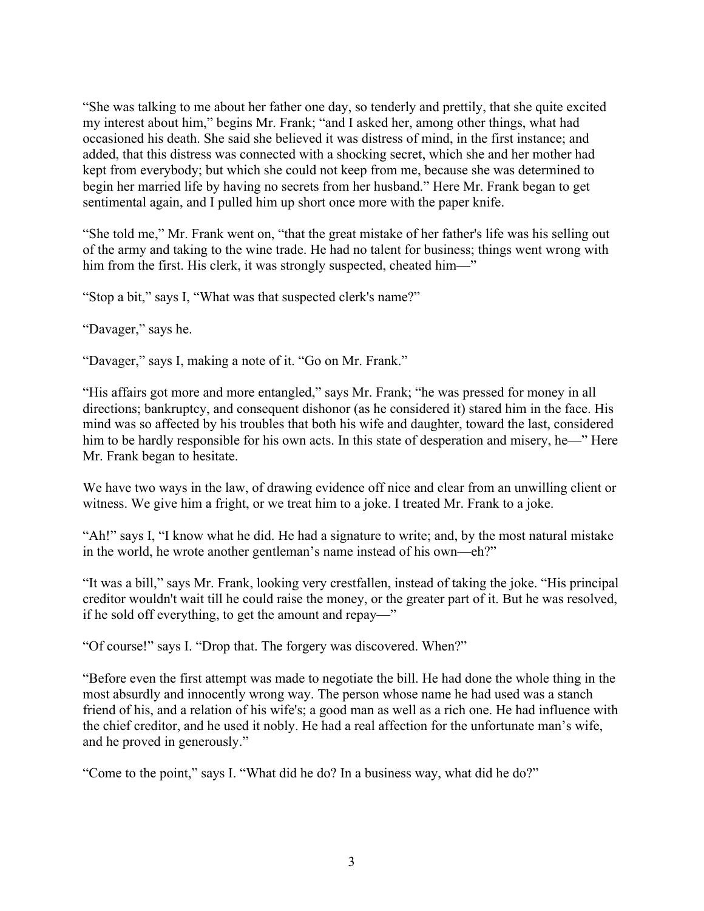"She was talking to me about her father one day, so tenderly and prettily, that she quite excited my interest about him," begins Mr. Frank; "and I asked her, among other things, what had occasioned his death. She said she believed it was distress of mind, in the first instance; and added, that this distress was connected with a shocking secret, which she and her mother had kept from everybody; but which she could not keep from me, because she was determined to begin her married life by having no secrets from her husband." Here Mr. Frank began to get sentimental again, and I pulled him up short once more with the paper knife.

"She told me," Mr. Frank went on, "that the great mistake of her father's life was his selling out of the army and taking to the wine trade. He had no talent for business; things went wrong with him from the first. His clerk, it was strongly suspected, cheated him—"

"Stop a bit," says I, "What was that suspected clerk's name?"

"Davager," says he.

"Davager," says I, making a note of it. "Go on Mr. Frank."

"His affairs got more and more entangled," says Mr. Frank; "he was pressed for money in all directions; bankruptcy, and consequent dishonor (as he considered it) stared him in the face. His mind was so affected by his troubles that both his wife and daughter, toward the last, considered him to be hardly responsible for his own acts. In this state of desperation and misery, he—" Here Mr. Frank began to hesitate.

We have two ways in the law, of drawing evidence off nice and clear from an unwilling client or witness. We give him a fright, or we treat him to a joke. I treated Mr. Frank to a joke.

"Ah!" says I, "I know what he did. He had a signature to write; and, by the most natural mistake in the world, he wrote another gentleman's name instead of his own—eh?"

"It was a bill," says Mr. Frank, looking very crestfallen, instead of taking the joke. "His principal creditor wouldn't wait till he could raise the money, or the greater part of it. But he was resolved, if he sold off everything, to get the amount and repay—"

"Of course!" says I. "Drop that. The forgery was discovered. When?"

"Before even the first attempt was made to negotiate the bill. He had done the whole thing in the most absurdly and innocently wrong way. The person whose name he had used was a stanch friend of his, and a relation of his wife's; a good man as well as a rich one. He had influence with the chief creditor, and he used it nobly. He had a real affection for the unfortunate man's wife, and he proved in generously."

"Come to the point," says I. "What did he do? In a business way, what did he do?"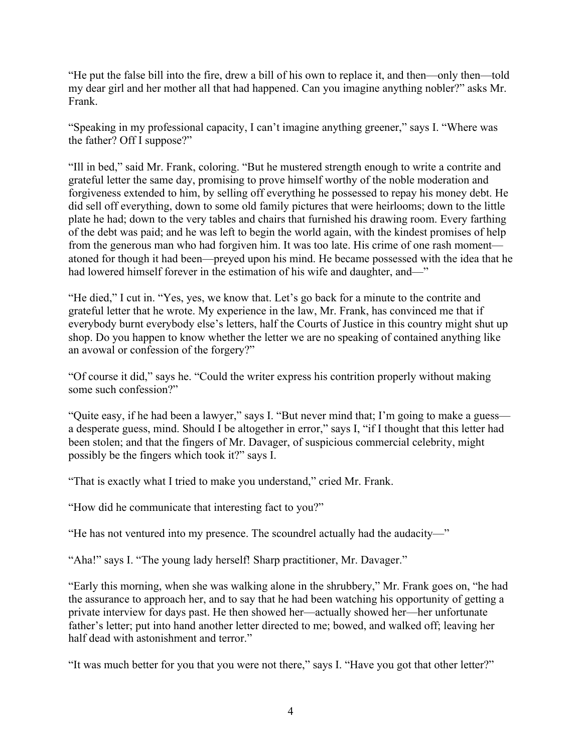"He put the false bill into the fire, drew a bill of his own to replace it, and then—only then—told my dear girl and her mother all that had happened. Can you imagine anything nobler?" asks Mr. Frank.

"Speaking in my professional capacity, I can't imagine anything greener," says I. "Where was the father? Off I suppose?"

"Ill in bed," said Mr. Frank, coloring. "But he mustered strength enough to write a contrite and grateful letter the same day, promising to prove himself worthy of the noble moderation and forgiveness extended to him, by selling off everything he possessed to repay his money debt. He did sell off everything, down to some old family pictures that were heirlooms; down to the little plate he had; down to the very tables and chairs that furnished his drawing room. Every farthing of the debt was paid; and he was left to begin the world again, with the kindest promises of help from the generous man who had forgiven him. It was too late. His crime of one rash moment—atoned for though it had been—preyed upon his mind. He became possessed with the idea that he had lowered himself forever in the estimation of his wife and daughter, and—"

"He died," I cut in. "Yes, yes, we know that. Let's go back for a minute to the contrite and grateful letter that he wrote. My experience in the law, Mr. Frank, has convinced me that if everybody burnt everybody else's letters, half the Courts of Justice in this country might shut up shop. Do you happen to know whether the letter we are no speaking of contained anything like an avowal or confession of the forgery?"

"Of course it did," says he. "Could the writer express his contrition properly without making some such confession?"

"Quite easy, if he had been a lawyer," says I. "But never mind that; I'm going to make a guess—a desperate guess, mind. Should I be altogether in error," says I, "if I thought that this letter had been stolen; and that the fingers of Mr. Davager, of suspicious commercial celebrity, might possibly be the fingers which took it?" says I.

"That is exactly what I tried to make you understand," cried Mr. Frank.

"How did he communicate that interesting fact to you?"

"He has not ventured into my presence. The scoundrel actually had the audacity—"

"Aha!" says I. "The young lady herself! Sharp practitioner, Mr. Davager."

"Early this morning, when she was walking alone in the shrubbery," Mr. Frank goes on, "he had the assurance to approach her, and to say that he had been watching his opportunity of getting a private interview for days past. He then showed her—actually showed her—her unfortunate father's letter; put into hand another letter directed to me; bowed, and walked off; leaving her half dead with astonishment and terror."

"It was much better for you that you were not there," says I. "Have you got that other letter?"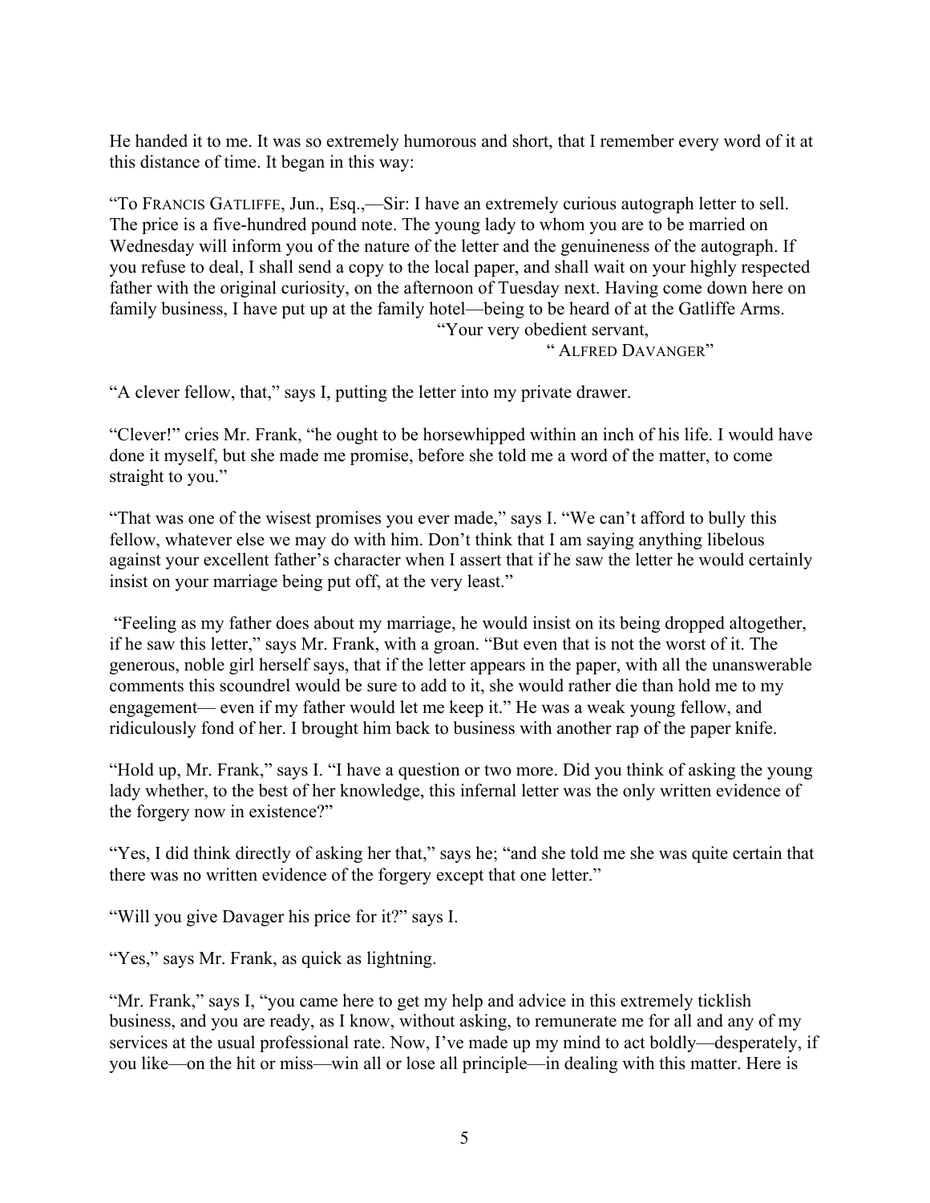He handed it to me. It was so extremely humorous and short, that I remember every word of it at this distance of time. It began in this way:

"To FRANCIS GATLIFFE, Jun., Esq.,—Sir: I have an extremely curious autograph letter to sell. The price is a five-hundred pound note. The young lady to whom you are to be married on Wednesday will inform you of the nature of the letter and the genuineness of the autograph. If you refuse to deal, I shall send a copy to the local paper, and shall wait on your highly respected father with the original curiosity, on the afternoon of Tuesday next. Having come down here on family business, I have put up at the family hotel—being to be heard of at the Gatliffe Arms.

"Your very obedient servant,

" ALFRED DAVANGER"

"A clever fellow, that," says I, putting the letter into my private drawer.

"Clever!" cries Mr. Frank, "he ought to be horsewhipped within an inch of his life. I would have done it myself, but she made me promise, before she told me a word of the matter, to come straight to you."

"That was one of the wisest promises you ever made," says I. "We can't afford to bully this fellow, whatever else we may do with him. Don't think that I am saying anything libelous against your excellent father's character when I assert that if he saw the letter he would certainly insist on your marriage being put off, at the very least."

"Feeling as my father does about my marriage, he would insist on its being dropped altogether, if he saw this letter," says Mr. Frank, with a groan. "But even that is not the worst of it. The generous, noble girl herself says, that if the letter appears in the paper, with all the unanswerable comments this scoundrel would be sure to add to it, she would rather die than hold me to my engagement— even if my father would let me keep it." He was a weak young fellow, and ridiculously fond of her. I brought him back to business with another rap of the paper knife.

"Hold up, Mr. Frank," says I. "I have a question or two more. Did you think of asking the young lady whether, to the best of her knowledge, this infernal letter was the only written evidence of the forgery now in existence?"

"Yes, I did think directly of asking her that," says he; "and she told me she was quite certain that there was no written evidence of the forgery except that one letter."

"Will you give Davager his price for it?" says I.

"Yes," says Mr. Frank, as quick as lightning.

"Mr. Frank," says I, "you came here to get my help and advice in this extremely ticklish business, and you are ready, as I know, without asking, to remunerate me for all and any of my services at the usual professional rate. Now, I've made up my mind to act boldly—desperately, if you like—on the hit or miss—win all or lose all principle—in dealing with this matter. Here is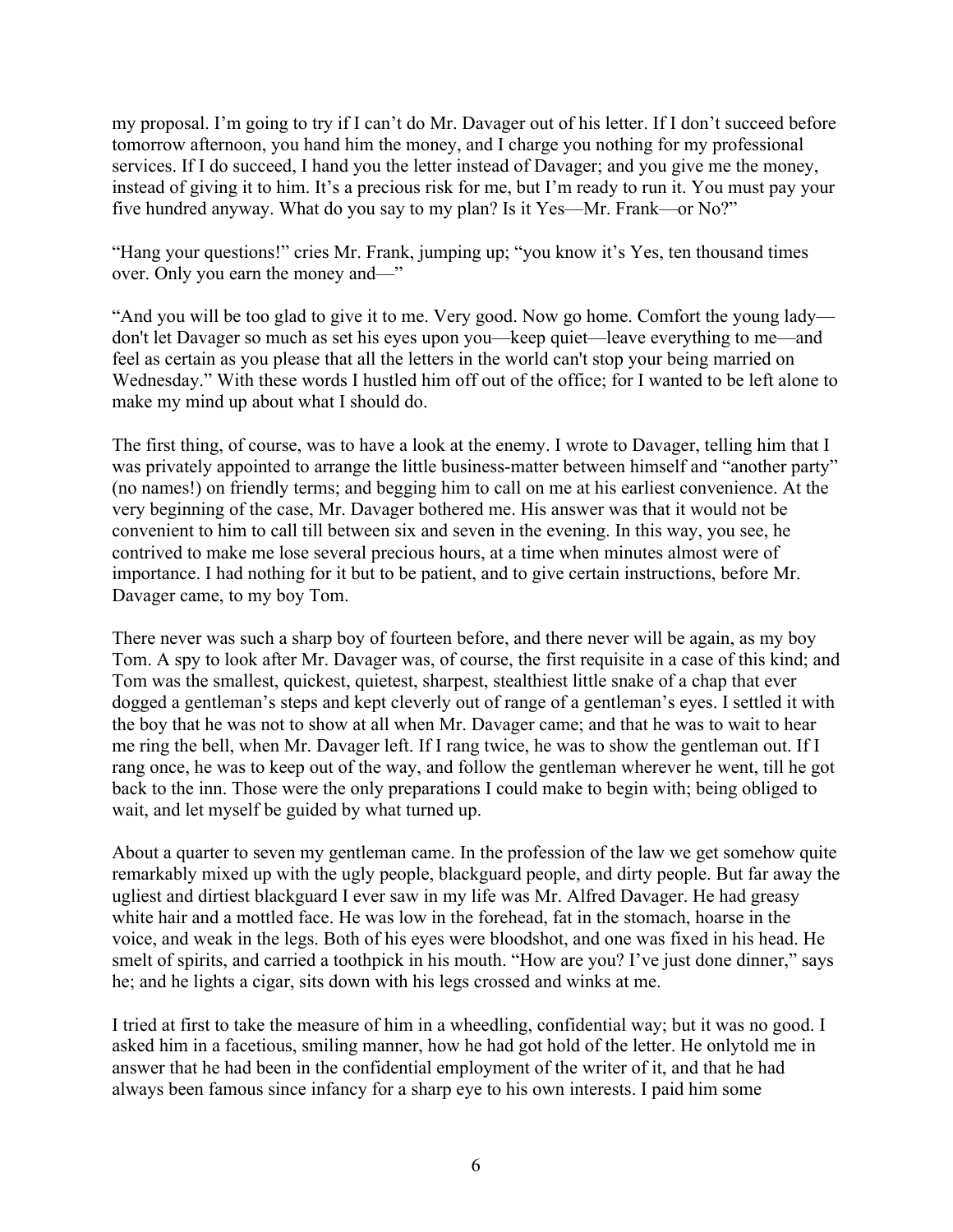my proposal. I'm going to try if I can't do Mr. Davager out of his letter. If I don't succeed before tomorrow afternoon, you hand him the money, and I charge you nothing for my professional services. If I do succeed, I hand you the letter instead of Davager; and you give me the money, instead of giving it to him. It's a precious risk for me, but I'm ready to run it. You must pay your five hundred anyway. What do you say to my plan? Is it Yes—Mr. Frank—or No?"

"Hang your questions!" cries Mr. Frank, jumping up; "you know it's Yes, ten thousand times over. Only you earn the money and—"

"And you will be too glad to give it to me. Very good. Now go home. Comfort the young lady—don't let Davager so much as set his eyes upon you—keep quiet—leave everything to me—and feel as certain as you please that all the letters in the world can't stop your being married on Wednesday." With these words I hustled him off out of the office; for I wanted to be left alone to make my mind up about what I should do.

The first thing, of course, was to have a look at the enemy. I wrote to Davager, telling him that I was privately appointed to arrange the little business-matter between himself and "another party" (no names!) on friendly terms; and begging him to call on me at his earliest convenience. At the very beginning of the case, Mr. Davager bothered me. His answer was that it would not be convenient to him to call till between six and seven in the evening. In this way, you see, he contrived to make me lose several precious hours, at a time when minutes almost were of importance. I had nothing for it but to be patient, and to give certain instructions, before Mr. Davager came, to my boy Tom.

There never was such a sharp boy of fourteen before, and there never will be again, as my boy Tom. A spy to look after Mr. Davager was, of course, the first requisite in a case of this kind; and Tom was the smallest, quickest, quietest, sharpest, stealthiest little snake of a chap that ever dogged a gentleman's steps and kept cleverly out of range of a gentleman's eyes. I settled it with the boy that he was not to show at all when Mr. Davager came; and that he was to wait to hear me ring the bell, when Mr. Davager left. If I rang twice, he was to show the gentleman out. If I rang once, he was to keep out of the way, and follow the gentleman wherever he went, till he got back to the inn. Those were the only preparations I could make to begin with; being obliged to wait, and let myself be guided by what turned up.

About a quarter to seven my gentleman came. In the profession of the law we get somehow quite remarkably mixed up with the ugly people, blackguard people, and dirty people. But far away the ugliest and dirtiest blackguard I ever saw in my life was Mr. Alfred Davager. He had greasy white hair and a mottled face. He was low in the forehead, fat in the stomach, hoarse in the voice, and weak in the legs. Both of his eyes were bloodshot, and one was fixed in his head. He smelt of spirits, and carried a toothpick in his mouth. "How are you? I've just done dinner," says he; and he lights a cigar, sits down with his legs crossed and winks at me.

I tried at first to take the measure of him in a wheedling, confidential way; but it was no good. I asked him in a facetious, smiling manner, how he had got hold of the letter. He onlytold me in answer that he had been in the confidential employment of the writer of it, and that he had always been famous since infancy for a sharp eye to his own interests. I paid him some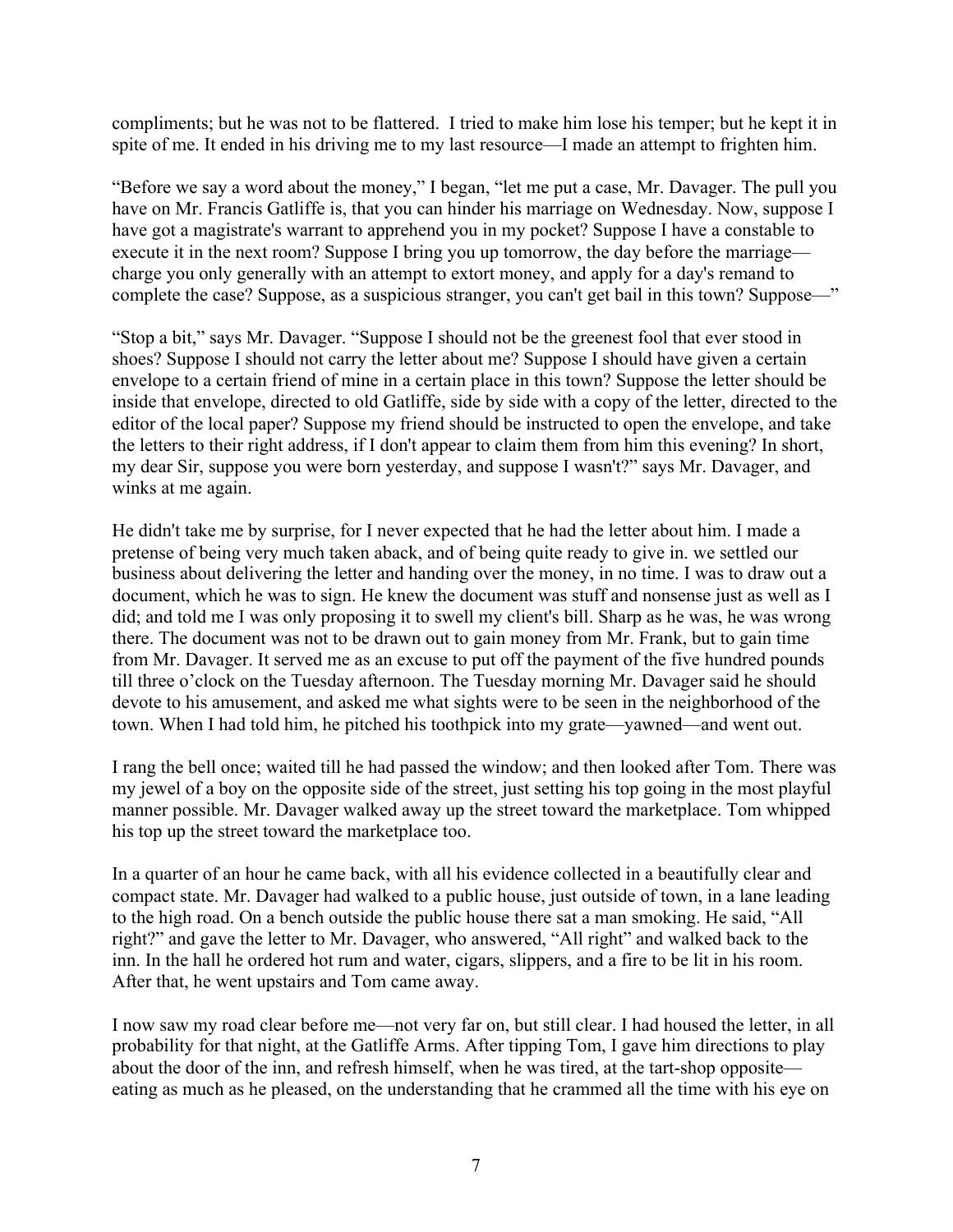compliments; but he was not to be flattered. I tried to make him lose his temper; but he kept it in spite of me. It ended in his driving me to my last resource—I made an attempt to frighten him.

"Before we say a word about the money," I began, "let me put a case, Mr. Davager. The pull you have on Mr. Francis Gatliffe is, that you can hinder his marriage on Wednesday. Now, suppose I have got a magistrate's warrant to apprehend you in my pocket? Suppose I have a constable to execute it in the next room? Suppose I bring you up tomorrow, the day before the marriage—charge you only generally with an attempt to extort money, and apply for a day's remand to complete the case? Suppose, as a suspicious stranger, you can't get bail in this town? Suppose—"

"Stop a bit," says Mr. Davager. "Suppose I should not be the greenest fool that ever stood in shoes? Suppose I should not carry the letter about me? Suppose I should have given a certain envelope to a certain friend of mine in a certain place in this town? Suppose the letter should be inside that envelope, directed to old Gatliffe, side by side with a copy of the letter, directed to the editor of the local paper? Suppose my friend should be instructed to open the envelope, and take the letters to their right address, if I don't appear to claim them from him this evening? In short, my dear Sir, suppose you were born yesterday, and suppose I wasn't?" says Mr. Davager, and winks at me again.

He didn't take me by surprise, for I never expected that he had the letter about him. I made a pretense of being very much taken aback, and of being quite ready to give in. we settled our business about delivering the letter and handing over the money, in no time. I was to draw out a document, which he was to sign. He knew the document was stuff and nonsense just as well as I did; and told me I was only proposing it to swell my client's bill. Sharp as he was, he was wrong there. The document was not to be drawn out to gain money from Mr. Frank, but to gain time from Mr. Davager. It served me as an excuse to put off the payment of the five hundred pounds till three o'clock on the Tuesday afternoon. The Tuesday morning Mr. Davager said he should devote to his amusement, and asked me what sights were to be seen in the neighborhood of the town. When I had told him, he pitched his toothpick into my grate—yawned—and went out.

I rang the bell once; waited till he had passed the window; and then looked after Tom. There was my jewel of a boy on the opposite side of the street, just setting his top going in the most playful manner possible. Mr. Davager walked away up the street toward the marketplace. Tom whipped his top up the street toward the marketplace too.

In a quarter of an hour he came back, with all his evidence collected in a beautifully clear and compact state. Mr. Davager had walked to a public house, just outside of town, in a lane leading to the high road. On a bench outside the public house there sat a man smoking. He said, "All right?" and gave the letter to Mr. Davager, who answered, "All right" and walked back to the inn. In the hall he ordered hot rum and water, cigars, slippers, and a fire to be lit in his room. After that, he went upstairs and Tom came away.

I now saw my road clear before me—not very far on, but still clear. I had housed the letter, in all probability for that night, at the Gatliffe Arms. After tipping Tom, I gave him directions to play about the door of the inn, and refresh himself, when he was tired, at the tart-shop opposite—eating as much as he pleased, on the understanding that he crammed all the time with his eye on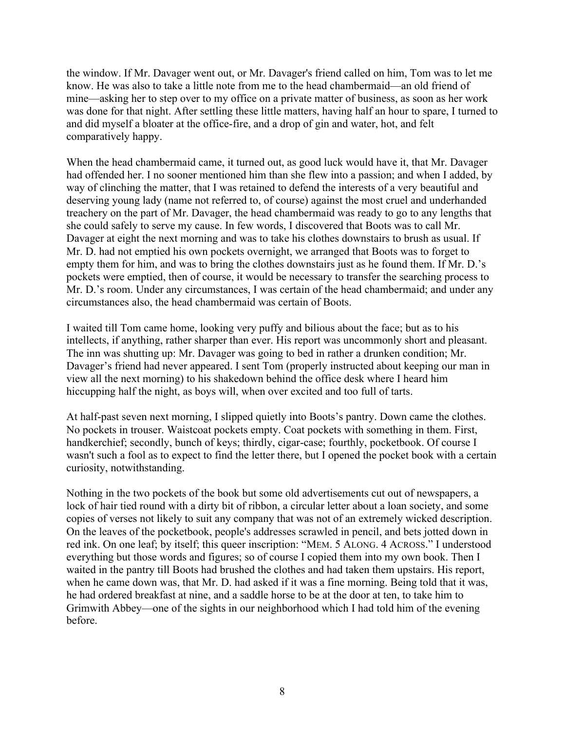the window. If Mr. Davager went out, or Mr. Davager's friend called on him, Tom was to let me know. He was also to take a little note from me to the head chambermaid—an old friend of mine—asking her to step over to my office on a private matter of business, as soon as her work was done for that night. After settling these little matters, having half an hour to spare, I turned to and did myself a bloater at the office-fire, and a drop of gin and water, hot, and felt comparatively happy.

When the head chambermaid came, it turned out, as good luck would have it, that Mr. Davager had offended her. I no sooner mentioned him than she flew into a passion; and when I added, by way of clinching the matter, that I was retained to defend the interests of a very beautiful and deserving young lady (name not referred to, of course) against the most cruel and underhanded treachery on the part of Mr. Davager, the head chambermaid was ready to go to any lengths that she could safely to serve my cause. In few words, I discovered that Boots was to call Mr. Davager at eight the next morning and was to take his clothes downstairs to brush as usual. If Mr. D. had not emptied his own pockets overnight, we arranged that Boots was to forget to empty them for him, and was to bring the clothes downstairs just as he found them. If Mr. D.'s pockets were emptied, then of course, it would be necessary to transfer the searching process to Mr. D.'s room. Under any circumstances, I was certain of the head chambermaid; and under any circumstances also, the head chambermaid was certain of Boots.

I waited till Tom came home, looking very puffy and bilious about the face; but as to his intellects, if anything, rather sharper than ever. His report was uncommonly short and pleasant. The inn was shutting up: Mr. Davager was going to bed in rather a drunken condition; Mr. Davager's friend had never appeared. I sent Tom (properly instructed about keeping our man in view all the next morning) to his shakedown behind the office desk where I heard him hiccupping half the night, as boys will, when over excited and too full of tarts.

At half-past seven next morning, I slipped quietly into Boots's pantry. Down came the clothes. No pockets in trouser. Waistcoat pockets empty. Coat pockets with something in them. First, handkerchief; secondly, bunch of keys; thirdly, cigar-case; fourthly, pocketbook. Of course I wasn't such a fool as to expect to find the letter there, but I opened the pocket book with a certain curiosity, notwithstanding.

Nothing in the two pockets of the book but some old advertisements cut out of newspapers, a lock of hair tied round with a dirty bit of ribbon, a circular letter about a loan society, and some copies of verses not likely to suit any company that was not of an extremely wicked description. On the leaves of the pocketbook, people's addresses scrawled in pencil, and bets jotted down in red ink. On one leaf; by itself; this queer inscription: "MEM. 5 ALONG. 4 ACROSS." I understood everything but those words and figures; so of course I copied them into my own book. Then I waited in the pantry till Boots had brushed the clothes and had taken them upstairs. His report, when he came down was, that Mr. D. had asked if it was a fine morning. Being told that it was, he had ordered breakfast at nine, and a saddle horse to be at the door at ten, to take him to Grimwith Abbey—one of the sights in our neighborhood which I had told him of the evening before.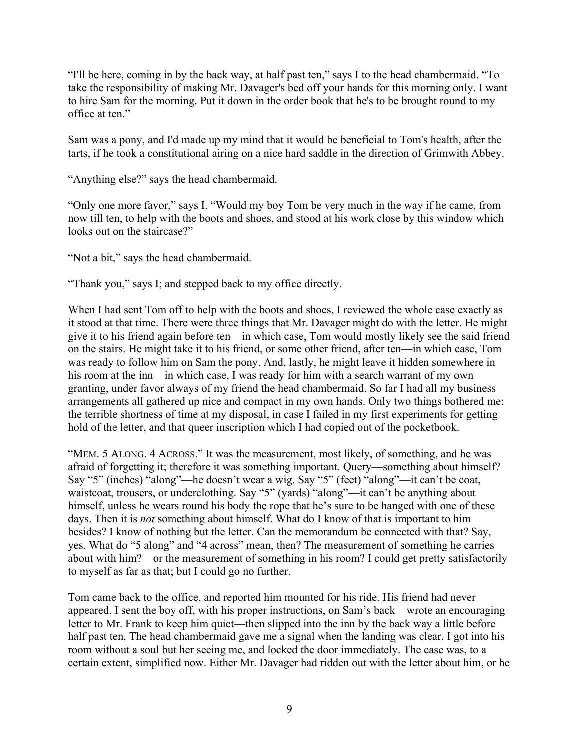"I'll be here, coming in by the back way, at half past ten," says I to the head chambermaid. "To take the responsibility of making Mr. Davager's bed off your hands for this morning only. I want to hire Sam for the morning. Put it down in the order book that he's to be brought round to my office at ten."

Sam was a pony, and I'd made up my mind that it would be beneficial to Tom's health, after the tarts, if he took a constitutional airing on a nice hard saddle in the direction of Grimwith Abbey.

"Anything else?" says the head chambermaid.

"Only one more favor," says I. "Would my boy Tom be very much in the way if he came, from now till ten, to help with the boots and shoes, and stood at his work close by this window which looks out on the staircase?"

"Not a bit," says the head chambermaid.

"Thank you," says I; and stepped back to my office directly.

When I had sent Tom off to help with the boots and shoes, I reviewed the whole case exactly as it stood at that time. There were three things that Mr. Davager might do with the letter. He might give it to his friend again before ten—in which case, Tom would mostly likely see the said friend on the stairs. He might take it to his friend, or some other friend, after ten—in which case, Tom was ready to follow him on Sam the pony. And, lastly, he might leave it hidden somewhere in his room at the inn—in which case, I was ready for him with a search warrant of my own granting, under favor always of my friend the head chambermaid. So far I had all my business arrangements all gathered up nice and compact in my own hands. Only two things bothered me: the terrible shortness of time at my disposal, in case I failed in my first experiments for getting hold of the letter, and that queer inscription which I had copied out of the pocketbook.

"MEM. 5 ALONG. 4 ACROSS." It was the measurement, most likely, of something, and he was afraid of forgetting it; therefore it was something important. Query—something about himself? Say "5" (inches) "along"—he doesn't wear a wig. Say "5" (feet) "along"—it can't be coat, waistcoat, trousers, or underclothing. Say "5" (yards) "along"—it can't be anything about himself, unless he wears round his body the rope that he's sure to be hanged with one of these days. Then it is *not* something about himself. What do I know of that is important to him besides? I know of nothing but the letter. Can the memorandum be connected with that? Say, yes. What do "5 along" and "4 across" mean, then? The measurement of something he carries about with him?—or the measurement of something in his room? I could get pretty satisfactorily to myself as far as that; but I could go no further.

Tom came back to the office, and reported him mounted for his ride. His friend had never appeared. I sent the boy off, with his proper instructions, on Sam's back—wrote an encouraging letter to Mr. Frank to keep him quiet—then slipped into the inn by the back way a little before half past ten. The head chambermaid gave me a signal when the landing was clear. I got into his room without a soul but her seeing me, and locked the door immediately. The case was, to a certain extent, simplified now. Either Mr. Davager had ridden out with the letter about him, or he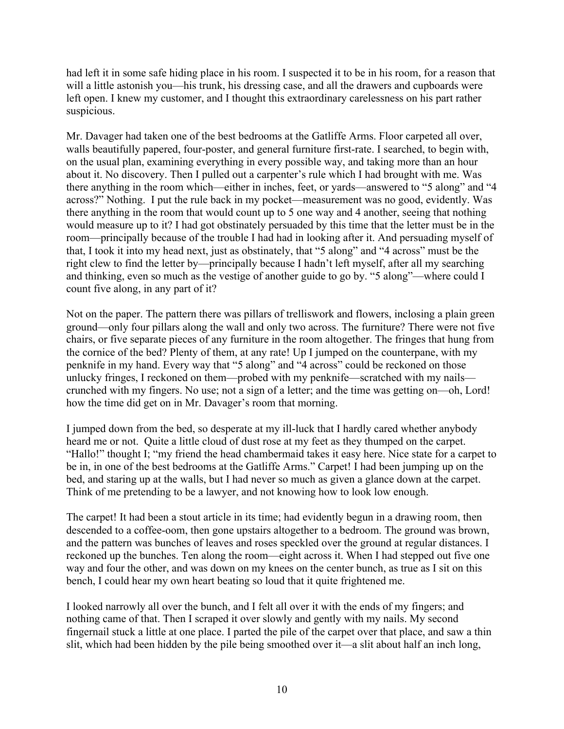had left it in some safe hiding place in his room. I suspected it to be in his room, for a reason that will a little astonish you—his trunk, his dressing case, and all the drawers and cupboards were left open. I knew my customer, and I thought this extraordinary carelessness on his part rather suspicious.

Mr. Davager had taken one of the best bedrooms at the Gatliffe Arms. Floor carpeted all over, walls beautifully papered, four-poster, and general furniture first-rate. I searched, to begin with, on the usual plan, examining everything in every possible way, and taking more than an hour about it. No discovery. Then I pulled out a carpenter's rule which I had brought with me. Was there anything in the room which—either in inches, feet, or yards—answered to "5 along" and "4 across?" Nothing. I put the rule back in my pocket—measurement was no good, evidently. Was there anything in the room that would count up to 5 one way and 4 another, seeing that nothing would measure up to it? I had got obstinately persuaded by this time that the letter must be in the room—principally because of the trouble I had had in looking after it. And persuading myself of that, I took it into my head next, just as obstinately, that "5 along" and "4 across" must be the right clew to find the letter by—principally because I hadn't left myself, after all my searching and thinking, even so much as the vestige of another guide to go by. "5 along"—where could I count five along, in any part of it?

Not on the paper. The pattern there was pillars of trelliswork and flowers, inclosing a plain green ground—only four pillars along the wall and only two across. The furniture? There were not five chairs, or five separate pieces of any furniture in the room altogether. The fringes that hung from the cornice of the bed? Plenty of them, at any rate! Up I jumped on the counterpane, with my penknife in my hand. Every way that "5 along" and "4 across" could be reckoned on those unlucky fringes, I reckoned on them—probed with my penknife—scratched with my nails—crunched with my fingers. No use; not a sign of a letter; and the time was getting on—oh, Lord! how the time did get on in Mr. Davager's room that morning.

I jumped down from the bed, so desperate at my ill-luck that I hardly cared whether anybody heard me or not. Quite a little cloud of dust rose at my feet as they thumped on the carpet. "Hallo!" thought I; "my friend the head chambermaid takes it easy here. Nice state for a carpet to be in, in one of the best bedrooms at the Gatliffe Arms." Carpet! I had been jumping up on the bed, and staring up at the walls, but I had never so much as given a glance down at the carpet. Think of me pretending to be a lawyer, and not knowing how to look low enough.

The carpet! It had been a stout article in its time; had evidently begun in a drawing room, then descended to a coffee-oom, then gone upstairs altogether to a bedroom. The ground was brown, and the pattern was bunches of leaves and roses speckled over the ground at regular distances. I reckoned up the bunches. Ten along the room—eight across it. When I had stepped out five one way and four the other, and was down on my knees on the center bunch, as true as I sit on this bench, I could hear my own heart beating so loud that it quite frightened me.

I looked narrowly all over the bunch, and I felt all over it with the ends of my fingers; and nothing came of that. Then I scraped it over slowly and gently with my nails. My second fingernail stuck a little at one place. I parted the pile of the carpet over that place, and saw a thin slit, which had been hidden by the pile being smoothed over it—a slit about half an inch long,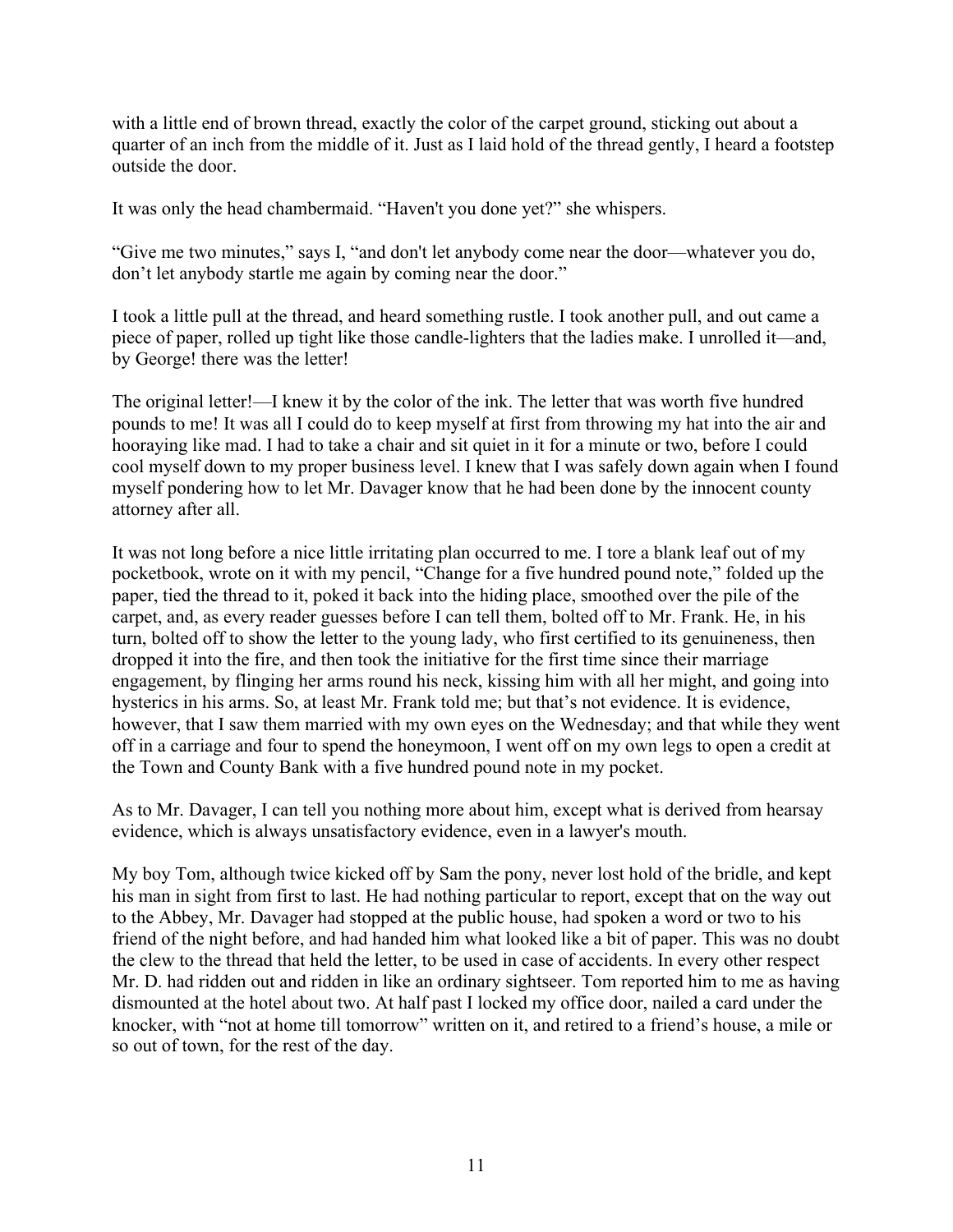with a little end of brown thread, exactly the color of the carpet ground, sticking out about a quarter of an inch from the middle of it. Just as I laid hold of the thread gently, I heard a footstep outside the door.

It was only the head chambermaid. "Haven't you done yet?" she whispers.

"Give me two minutes," says I, "and don't let anybody come near the door—whatever you do, don't let anybody startle me again by coming near the door."

I took a little pull at the thread, and heard something rustle. I took another pull, and out came a piece of paper, rolled up tight like those candle-lighters that the ladies make. I unrolled it—and, by George! there was the letter!

The original letter!—I knew it by the color of the ink. The letter that was worth five hundred pounds to me! It was all I could do to keep myself at first from throwing my hat into the air and hooraying like mad. I had to take a chair and sit quiet in it for a minute or two, before I could cool myself down to my proper business level. I knew that I was safely down again when I found myself pondering how to let Mr. Davager know that he had been done by the innocent county attorney after all.

It was not long before a nice little irritating plan occurred to me. I tore a blank leaf out of my pocketbook, wrote on it with my pencil, "Change for a five hundred pound note," folded up the paper, tied the thread to it, poked it back into the hiding place, smoothed over the pile of the carpet, and, as every reader guesses before I can tell them, bolted off to Mr. Frank. He, in his turn, bolted off to show the letter to the young lady, who first certified to its genuineness, then dropped it into the fire, and then took the initiative for the first time since their marriage engagement, by flinging her arms round his neck, kissing him with all her might, and going into hysterics in his arms. So, at least Mr. Frank told me; but that's not evidence. It is evidence, however, that I saw them married with my own eyes on the Wednesday; and that while they went off in a carriage and four to spend the honeymoon, I went off on my own legs to open a credit at the Town and County Bank with a five hundred pound note in my pocket.

As to Mr. Davager, I can tell you nothing more about him, except what is derived from hearsay evidence, which is always unsatisfactory evidence, even in a lawyer's mouth.

My boy Tom, although twice kicked off by Sam the pony, never lost hold of the bridle, and kept his man in sight from first to last. He had nothing particular to report, except that on the way out to the Abbey, Mr. Davager had stopped at the public house, had spoken a word or two to his friend of the night before, and had handed him what looked like a bit of paper. This was no doubt the clew to the thread that held the letter, to be used in case of accidents. In every other respect Mr. D. had ridden out and ridden in like an ordinary sightseer. Tom reported him to me as having dismounted at the hotel about two. At half past I locked my office door, nailed a card under the knocker, with "not at home till tomorrow" written on it, and retired to a friend's house, a mile or so out of town, for the rest of the day.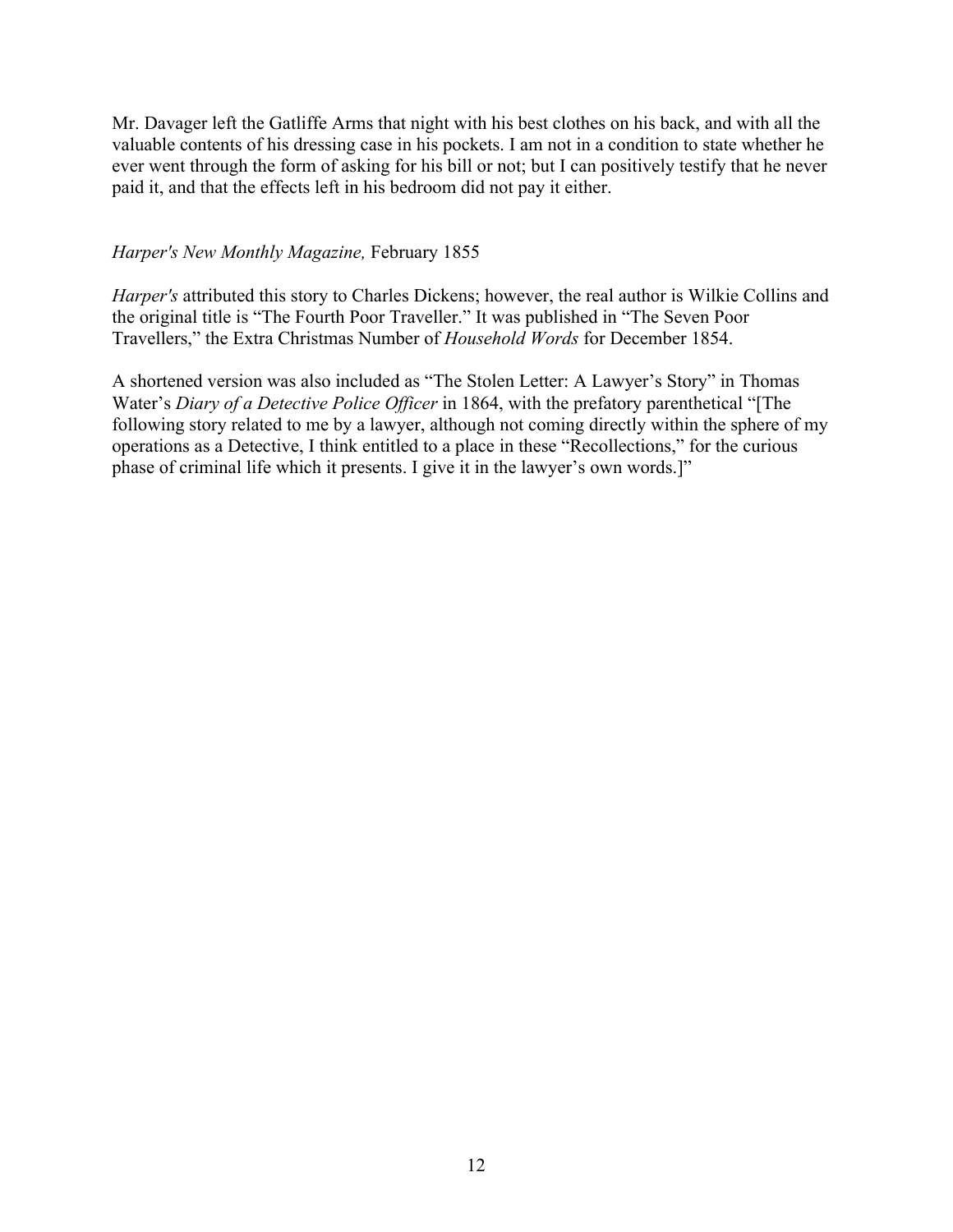Mr. Davager left the Gatliffe Arms that night with his best clothes on his back, and with all the valuable contents of his dressing case in his pockets. I am not in a condition to state whether he ever went through the form of asking for his bill or not; but I can positively testify that he never paid it, and that the effects left in his bedroom did not pay it either.

*Harper's New Monthly Magazine,* February 1855

*Harper's* attributed this story to Charles Dickens; however, the real author is Wilkie Collins and the original title is "The Fourth Poor Traveller." It was published in "The Seven Poor Travellers," the Extra Christmas Number of *Household Words* for December 1854.

A shortened version was also included as "The Stolen Letter: A Lawyer's Story" in Thomas Water's *Diary of a Detective Police Officer* in 1864, with the prefatory parenthetical "[The following story related to me by a lawyer, although not coming directly within the sphere of my operations as a Detective, I think entitled to a place in these "Recollections," for the curious phase of criminal life which it presents. I give it in the lawyer's own words.]"